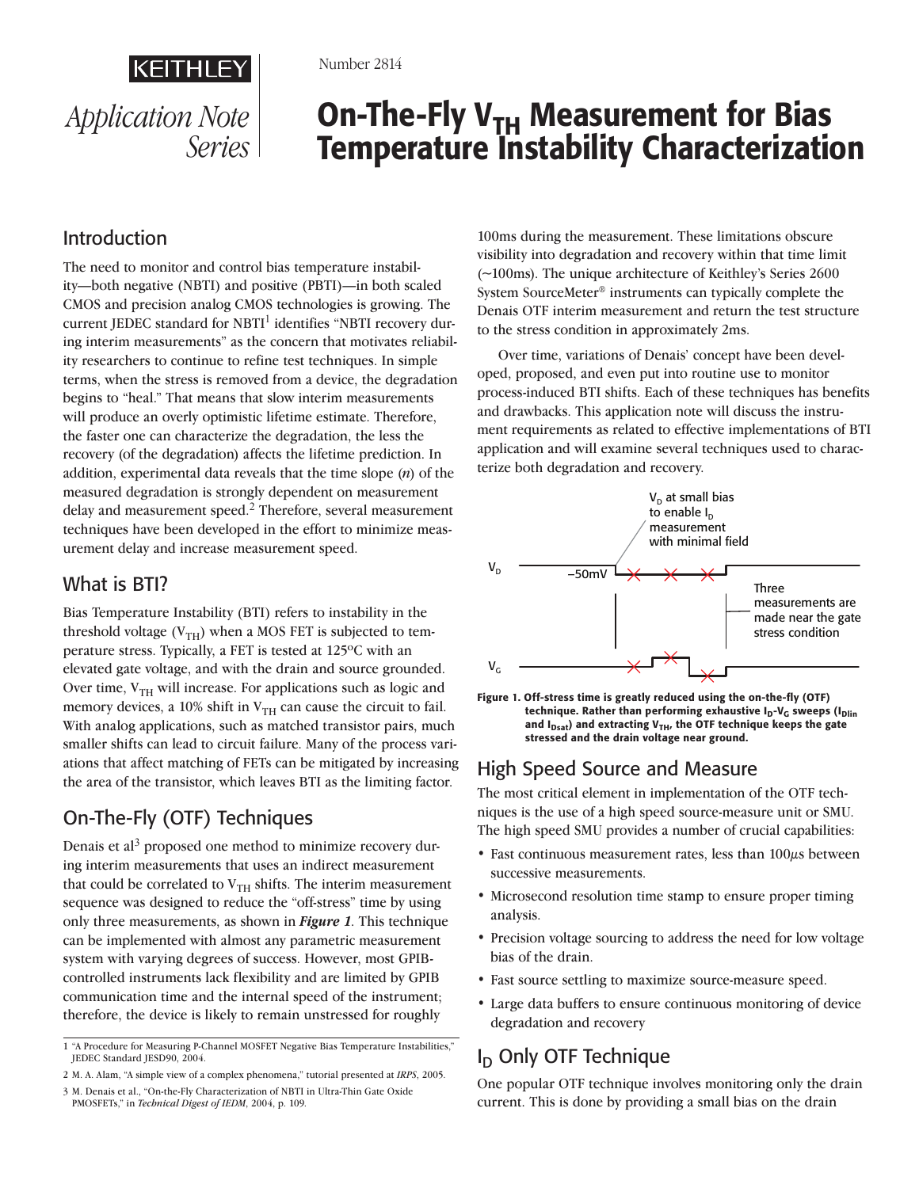KEITHLEY

*Application Note Series*

Number 2814

# On-The-Fly $V_{TH}$ Measurement for Bias Temperature Instability Characterization

## Introduction

The need to monitor and control bias temperature instability—both negative (NBTI) and positive (PBTI)—in both scaled CMOS and precision analog CMOS technologies is growing. The current JEDEC standard for NBTI[1] identifies "NBTI recovery during interim measurements" as the concern that motivates reliability researchers to continue to refine test techniques. In simple terms, when the stress is removed from a device, the degradation begins to "heal." That means that slow interim measurements will produce an overly optimistic lifetime estimate. Therefore, the faster one can characterize the degradation, the less the recovery (of the degradation) affects the lifetime prediction. In addition, experimental data reveals that the time slope ($n$) of the measured degradation is strongly dependent on measurement delay and measurement speed.[2] Therefore, several measurement techniques have been developed in the effort to minimize measurement delay and increase measurement speed.

## What is BTI?

Bias Temperature Instability (BTI) refers to instability in the threshold voltage ($V_{TH}$) when a MOS FET is subjected to temperature stress. Typically, a FET is tested at 125°C with an elevated gate voltage, and with the drain and source grounded. Over time, $V_{TH}$ will increase. For applications such as logic and memory devices, a 10% shift in $V_{TH}$ can cause the circuit to fail. With analog applications, such as matched transistor pairs, much smaller shifts can lead to circuit failure. Many of the process variations that affect matching of FETs can be mitigated by increasing the area of the transistor, which leaves BTI as the limiting factor.

## On-The-Fly (OTF) Techniques

Denais et al[3] proposed one method to minimize recovery during interim measurements that uses an indirect measurement that could be correlated to $V_{TH}$ shifts. The interim measurement sequence was designed to reduce the "off-stress" time by using only three measurements, as shown in ***Figure 1***. This technique can be implemented with almost any parametric measurement system with varying degrees of success. However, most GPIB-controlled instruments lack flexibility and are limited by GPIB communication time and the internal speed of the instrument; therefore, the device is likely to remain unstressed for roughly 100ms during the measurement. These limitations obscure visibility into degradation and recovery within that time limit (~100ms). The unique architecture of Keithley's Series 2600 System SourceMeter® instruments can typically complete the Denais OTF interim measurement and return the test structure to the stress condition in approximately 2ms.

Over time, variations of Denais' concept have been developed, proposed, and even put into routine use to monitor process-induced BTI shifts. Each of these techniques has benefits and drawbacks. This application note will discuss the instrument requirements as related to effective implementations of BTI application and will examine several techniques used to characterize both degradation and recovery.

**Figure 1. Off-stress time is greatly reduced using the on-the-fly (OTF) technique. Rather than performing exhaustive $I_D$-$V_G$ sweeps ($I_{Dlin}$ and $I_{Dsat}$) and extracting $V_{TH}$, the OTF technique keeps the gate stressed and the drain voltage near ground.**

## High Speed Source and Measure

The most critical element in implementation of the OTF techniques is the use of a high speed source-measure unit or SMU. The high speed SMU provides a number of crucial capabilities:

- Fast continuous measurement rates, less than 100µs between successive measurements.
- Microsecond resolution time stamp to ensure proper timing analysis.
- Precision voltage sourcing to address the need for low voltage bias of the drain.
- Fast source settling to maximize source-measure speed.
- Large data buffers to ensure continuous monitoring of device degradation and recovery

## $I_D$ Only OTF Technique

One popular OTF technique involves monitoring only the drain current. This is done by providing a small bias on the drain

---

1 "A Procedure for Measuring P-Channel MOSFET Negative Bias Temperature Instabilities," JEDEC Standard JESD90, 2004.

2 M. A. Alam, "A simple view of a complex phenomena," tutorial presented at *IRPS*, 2005.

3 M. Denais et al., "On-the-Fly Characterization of NBTI in Ultra-Thin Gate Oxide PMOSFETs," in *Technical Digest of IEDM*, 2004, p. 109.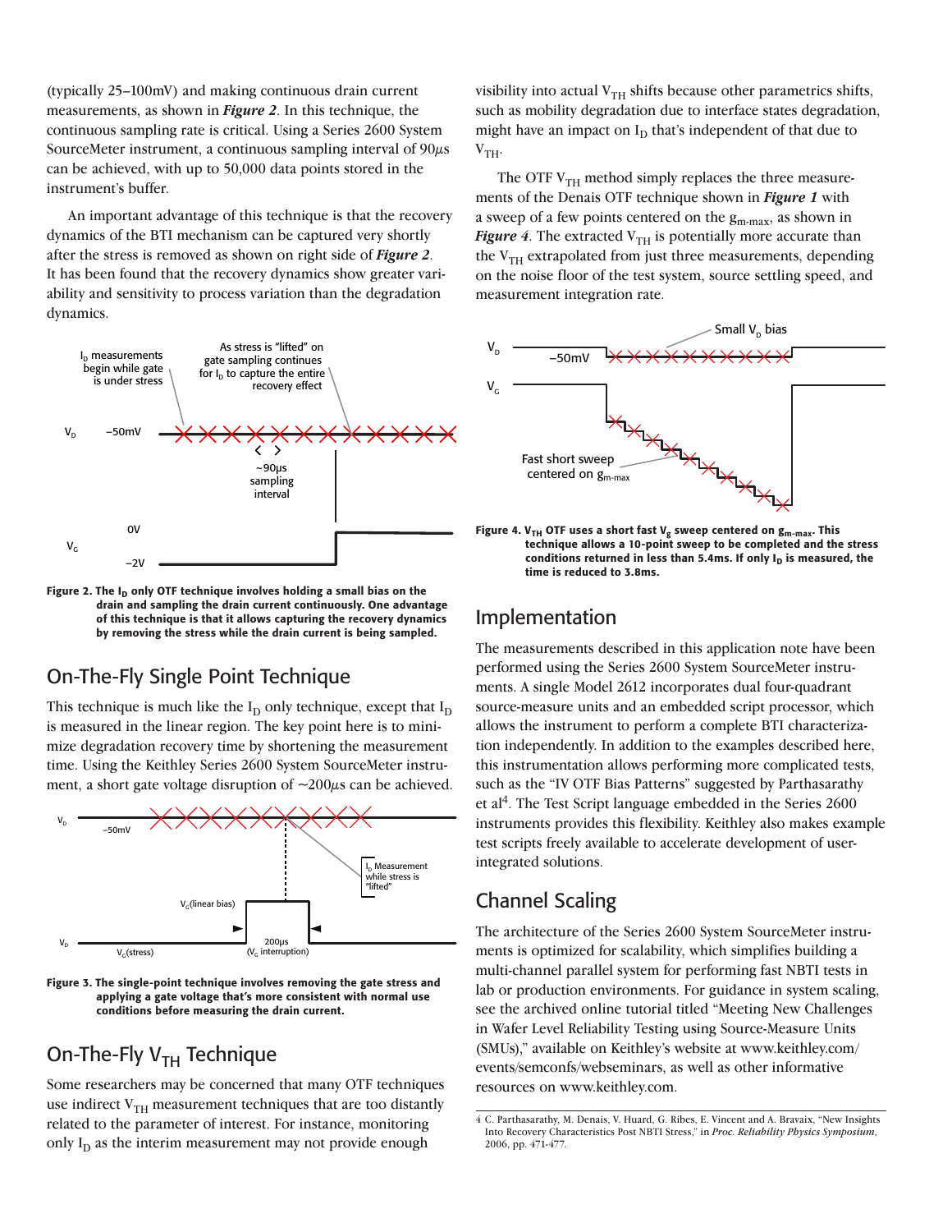(typically 25–100mV) and making continuous drain current measurements, as shown in ***Figure 2***. In this technique, the continuous sampling rate is critical. Using a Series 2600 System SourceMeter instrument, a continuous sampling interval of 90µs can be achieved, with up to 50,000 data points stored in the instrument's buffer.

An important advantage of this technique is that the recovery dynamics of the BTI mechanism can be captured very shortly after the stress is removed as shown on right side of ***Figure 2***. It has been found that the recovery dynamics show greater variability and sensitivity to process variation than the degradation dynamics.

**Figure 2. The $I_D$ only OTF technique involves holding a small bias on the drain and sampling the drain current continuously. One advantage of this technique is that it allows capturing the recovery dynamics by removing the stress while the drain current is being sampled.**

## On-The-Fly Single Point Technique

This technique is much like the $I_D$ only technique, except that $I_D$ is measured in the linear region. The key point here is to minimize degradation recovery time by shortening the measurement time. Using the Keithley Series 2600 System SourceMeter instrument, a short gate voltage disruption of ~200µs can be achieved.

**Figure 3. The single-point technique involves removing the gate stress and applying a gate voltage that's more consistent with normal use conditions before measuring the drain current.**

## On-The-Fly $V_{TH}$ Technique

Some researchers may be concerned that many OTF techniques use indirect $V_{TH}$ measurement techniques that are too distantly related to the parameter of interest. For instance, monitoring only $I_D$ as the interim measurement may not provide enough visibility into actual $V_{TH}$ shifts because other parametrics shifts, such as mobility degradation due to interface states degradation, might have an impact on $I_D$ that's independent of that due to $V_{TH}$.

The OTF $V_{TH}$ method simply replaces the three measurements of the Denais OTF technique shown in ***Figure 1*** with a sweep of a few points centered on the $g_{m\text{-}max}$, as shown in ***Figure 4***. The extracted $V_{TH}$ is potentially more accurate than the $V_{TH}$ extrapolated from just three measurements, depending on the noise floor of the test system, source settling speed, and measurement integration rate.

**Figure 4. $V_{TH}$ OTF uses a short fast $V_g$ sweep centered on $g_{m\text{-}max}$. This technique allows a 10-point sweep to be completed and the stress conditions returned in less than 5.4ms. If only $I_D$ is measured, the time is reduced to 3.8ms.**

## Implementation

The measurements described in this application note have been performed using the Series 2600 System SourceMeter instruments. A single Model 2612 incorporates dual four-quadrant source-measure units and an embedded script processor, which allows the instrument to perform a complete BTI characterization independently. In addition to the examples described here, this instrumentation allows performing more complicated tests, such as the "IV OTF Bias Patterns" suggested by Parthasarathy et al[4]. The Test Script language embedded in the Series 2600 instruments provides this flexibility. Keithley also makes example test scripts freely available to accelerate development of user-integrated solutions.

## Channel Scaling

The architecture of the Series 2600 System SourceMeter instruments is optimized for scalability, which simplifies building a multi-channel parallel system for performing fast NBTI tests in lab or production environments. For guidance in system scaling, see the archived online tutorial titled "Meeting New Challenges in Wafer Level Reliability Testing using Source-Measure Units (SMUs)," available on Keithley's website at www.keithley.com/events/semconfs/webseminars, as well as other informative resources on www.keithley.com.

---

4 C. Parthasarathy, M. Denais, V. Huard, G. Ribes, E. Vincent and A. Bravaix, "New Insights Into Recovery Characteristics Post NBTI Stress," in *Proc. Reliability Physics Symposium*, 2006, pp. 471-477.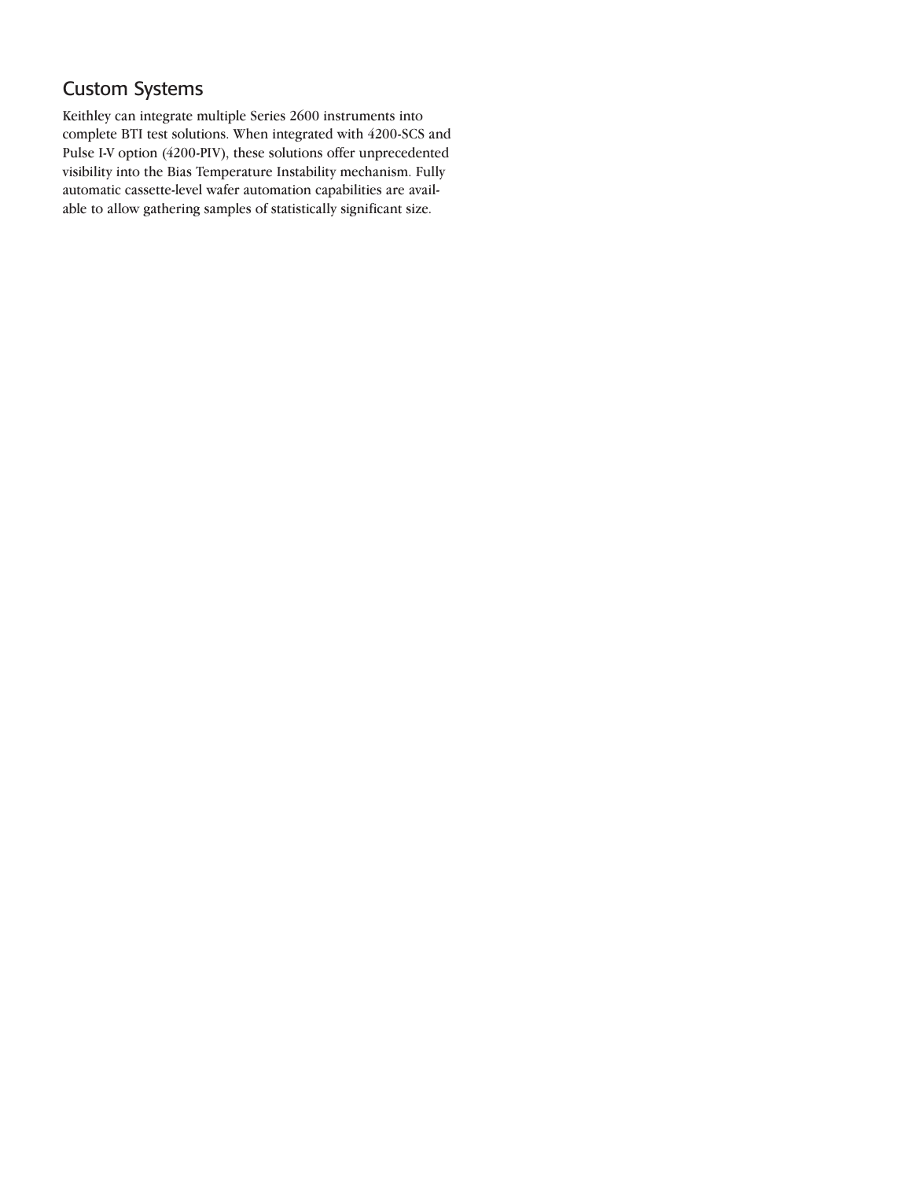## Custom Systems

Keithley can integrate multiple Series 2600 instruments into complete BTI test solutions. When integrated with 4200-SCS and Pulse I-V option (4200-PIV), these solutions offer unprecedented visibility into the Bias Temperature Instability mechanism. Fully automatic cassette-level wafer automation capabilities are available to allow gathering samples of statistically significant size.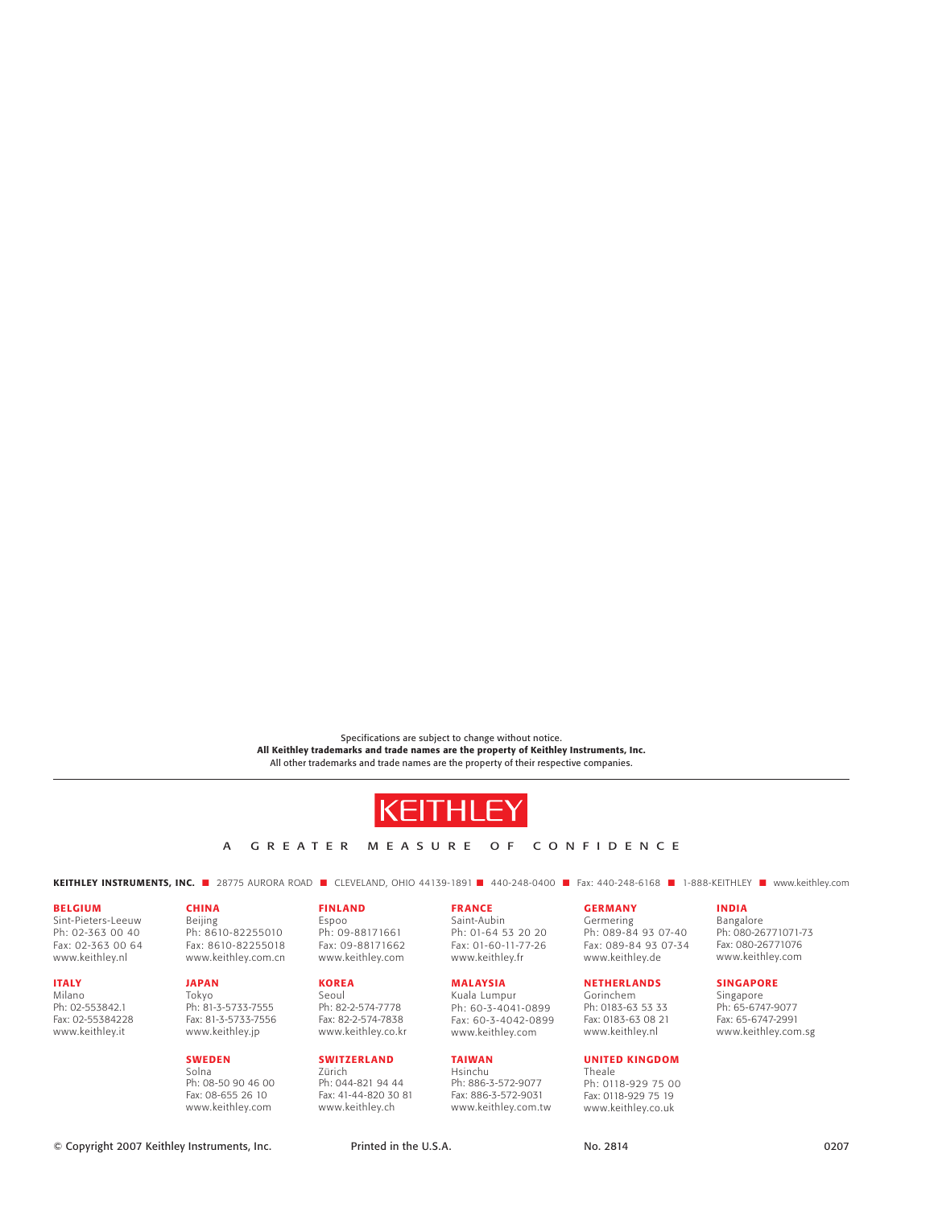Specifications are subject to change without notice.
**All Keithley trademarks and trade names are the property of Keithley Instruments, Inc.**
All other trademarks and trade names are the property of their respective companies.

KEITHLEY

A GREATER MEASURE OF CONFIDENCE

**KEITHLEY INSTRUMENTS, INC.** ■ 28775 AURORA ROAD ■ CLEVELAND, OHIO 44139-1891 ■ 440-248-0400 ■ Fax: 440-248-6168 ■ 1-888-KEITHLEY ■ www.keithley.com

**BELGIUM**
Sint-Pieters-Leeuw
Ph: 02-363 00 40
Fax: 02-363 00 64
www.keithley.nl

**CHINA**
Beijing
Ph: 8610-82255010
Fax: 8610-82255018
www.keithley.com.cn

**FINLAND**
Espoo
Ph: 09-88171661
Fax: 09-88171662
www.keithley.com

**FRANCE**
Saint-Aubin
Ph: 01-64 53 20 20
Fax: 01-60-11-77-26
www.keithley.fr

**GERMANY**
Germering
Ph: 089-84 93 07-40
Fax: 089-84 93 07-34
www.keithley.de

**INDIA**
Bangalore
Ph: 080-26771071-73
Fax: 080-26771076
www.keithley.com

**ITALY**
Milano
Ph: 02-553842.1
Fax: 02-55384228
www.keithley.it

**JAPAN**
Tokyo
Ph: 81-3-5733-7555
Fax: 81-3-5733-7556
www.keithley.jp

**KOREA**
Seoul
Ph: 82-2-574-7778
Fax: 82-2-574-7838
www.keithley.co.kr

**MALAYSIA**
Kuala Lumpur
Ph: 60-3-4041-0899
Fax: 60-3-4042-0899
www.keithley.com

**NETHERLANDS**
Gorinchem
Ph: 0183-63 53 33
Fax: 0183-63 08 21
www.keithley.nl

**SINGAPORE**
Singapore
Ph: 65-6747-9077
Fax: 65-6747-2991
www.keithley.com.sg

**SWEDEN**
Solna
Ph: 08-50 90 46 00
Fax: 08-655 26 10
www.keithley.com

**SWITZERLAND**
Zürich
Ph: 044-821 94 44
Fax: 41-44-820 30 81
www.keithley.ch

**TAIWAN**
Hsinchu
Ph: 886-3-572-9077
Fax: 886-3-572-9031
www.keithley.com.tw

**UNITED KINGDOM**
Theale
Ph: 0118-929 75 00
Fax: 0118-929 75 19
www.keithley.co.uk

© Copyright 2007 Keithley Instruments, Inc. Printed in the U.S.A. No. 2814 0207